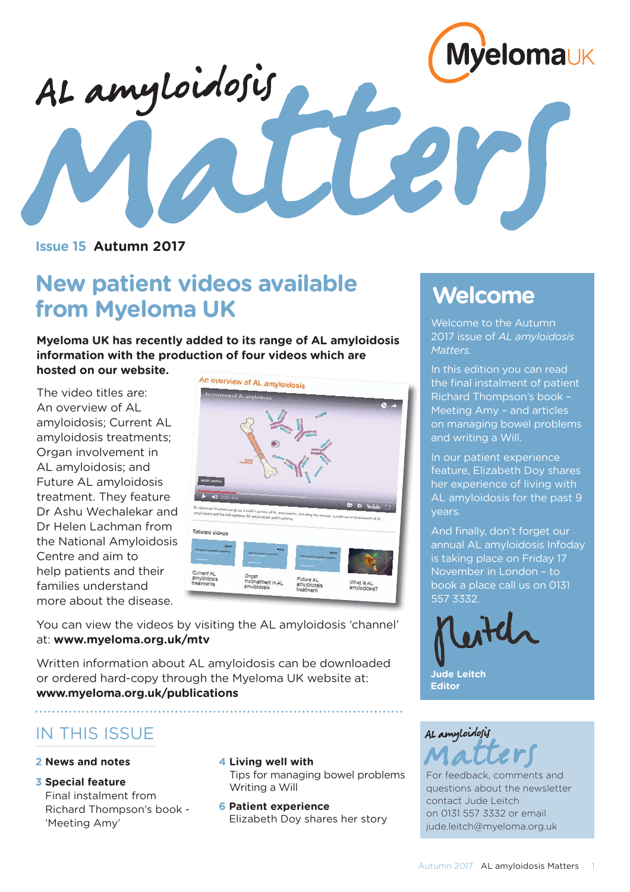# AL amyloidosis Matters

Myeloma UK

**Issue 15 Autumn 2017**

## New patient videos available from Myeloma UK

**Myeloma UK has recently added to its range of AL amyloidosis information with the production of four videos which are hosted on our website.**

The video titles are: An overview of AL amyloidosis; Current AL amyloidosis treatments; Organ involvement in AL amyloidosis; and Future AL amyloidosis treatment. They feature Dr Ashu Wechalekar and Dr Helen Lachman from the National Amyloidosis Centre and aim to help patients and their families understand more about the disease.

You can view the videos by visiting the AL amyloidosis 'channel' at: **www.myeloma.org.uk/mtv**

Written information about AL amyloidosis can be downloaded or ordered hard-copy through the Myeloma UK website at: **www.myeloma.org.uk/publications**

## Welcome

Welcome to the Autumn 2017 issue of *AL amyloidosis Matters*.

In this edition you can read the final instalment of patient Richard Thompson's book – Meeting Amy – and articles on managing bowel problems and writing a Will.

In our patient experience feature, Elizabeth Doy shares her experience of living with AL amyloidosis for the past 9 years.

And finally, don't forget our annual AL amyloidosis Infoday is taking place on Friday 17 November in London – to book a place call us on 0131 557 3332.

**Jude Leitch**
**Editor**

## IN THIS ISSUE

- **2 News and notes**
- **3 Special feature**
  Final instalment from Richard Thompson's book - 'Meeting Amy'
- **4 Living well with**
  Tips for managing bowel problems
  Writing a Will
- **6 Patient experience**
  Elizabeth Doy shares her story

*AL amyloidosis Matters*

For feedback, comments and questions about the newsletter contact Jude Leitch on 0131 557 3332 or email jude.leitch@myeloma.org.uk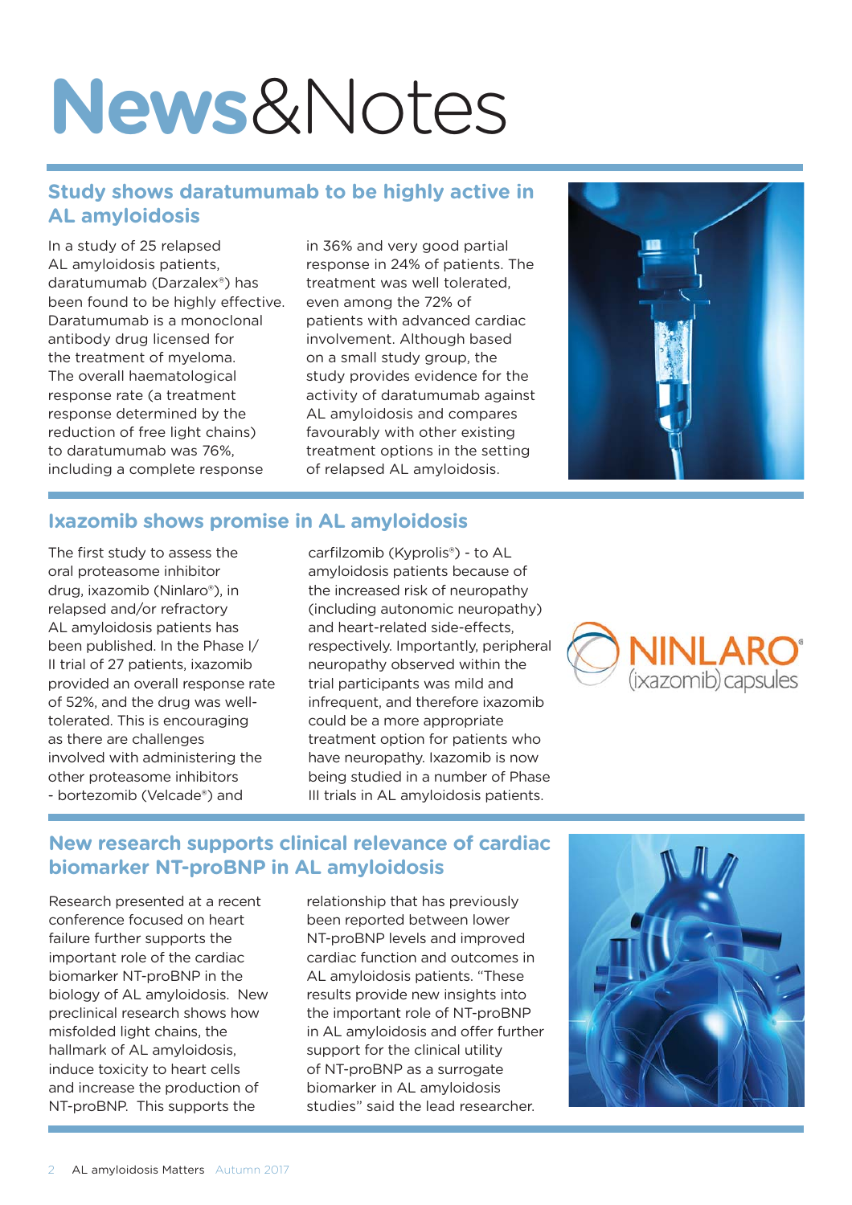# News&Notes

## Study shows daratumumab to be highly active in AL amyloidosis

In a study of 25 relapsed AL amyloidosis patients, daratumumab (Darzalex®) has been found to be highly effective. Daratumumab is a monoclonal antibody drug licensed for the treatment of myeloma. The overall haematological response rate (a treatment response determined by the reduction of free light chains) to daratumumab was 76%, including a complete response in 36% and very good partial response in 24% of patients. The treatment was well tolerated, even among the 72% of patients with advanced cardiac involvement. Although based on a small study group, the study provides evidence for the activity of daratumumab against AL amyloidosis and compares favourably with other existing treatment options in the setting of relapsed AL amyloidosis.

## Ixazomib shows promise in AL amyloidosis

The first study to assess the oral proteasome inhibitor drug, ixazomib (Ninlaro®), in relapsed and/or refractory AL amyloidosis patients has been published. In the Phase I/II trial of 27 patients, ixazomib provided an overall response rate of 52%, and the drug was well-tolerated. This is encouraging as there are challenges involved with administering the other proteasome inhibitors - bortezomib (Velcade®) and carfilzomib (Kyprolis®) - to AL amyloidosis patients because of the increased risk of neuropathy (including autonomic neuropathy) and heart-related side-effects, respectively. Importantly, peripheral neuropathy observed within the trial participants was mild and infrequent, and therefore ixazomib could be a more appropriate treatment option for patients who have neuropathy. Ixazomib is now being studied in a number of Phase III trials in AL amyloidosis patients.

## New research supports clinical relevance of cardiac biomarker NT-proBNP in AL amyloidosis

Research presented at a recent conference focused on heart failure further supports the important role of the cardiac biomarker NT-proBNP in the biology of AL amyloidosis. New preclinical research shows how misfolded light chains, the hallmark of AL amyloidosis, induce toxicity to heart cells and increase the production of NT-proBNP. This supports the relationship that has previously been reported between lower NT-proBNP levels and improved cardiac function and outcomes in AL amyloidosis patients. "These results provide new insights into the important role of NT-proBNP in AL amyloidosis and offer further support for the clinical utility of NT-proBNP as a surrogate biomarker in AL amyloidosis studies" said the lead researcher.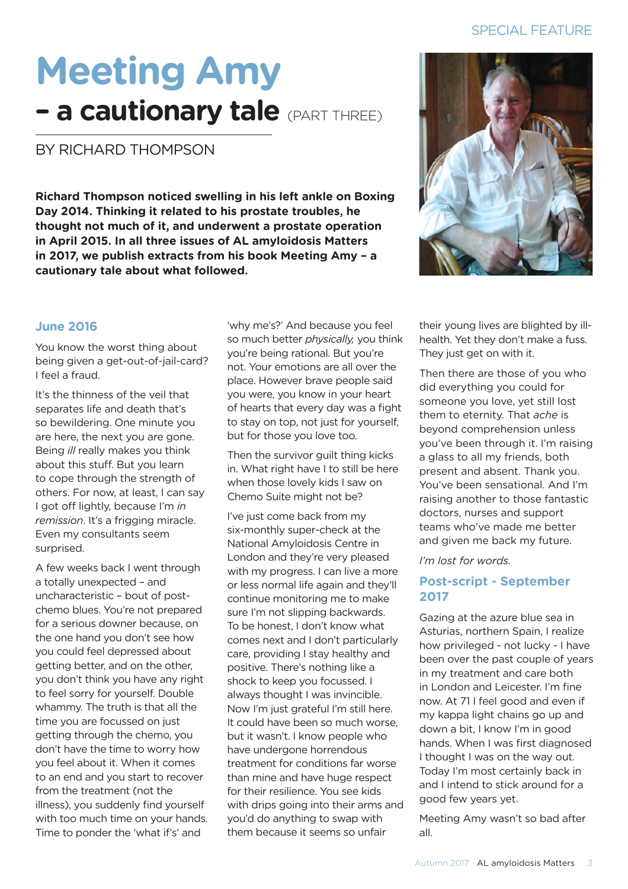SPECIAL FEATURE

# Meeting Amy – a cautionary tale (PART THREE)

BY RICHARD THOMPSON

**Richard Thompson noticed swelling in his left ankle on Boxing Day 2014. Thinking it related to his prostate troubles, he thought not much of it, and underwent a prostate operation in April 2015. In all three issues of AL amyloidosis Matters in 2017, we publish extracts from his book Meeting Amy – a cautionary tale about what followed.**

## June 2016

You know the worst thing about being given a get-out-of-jail-card? I feel a fraud.

It's the thinness of the veil that separates life and death that's so bewildering. One minute you are here, the next you are gone. Being *ill* really makes you think about this stuff. But you learn to cope through the strength of others. For now, at least, I can say I got off lightly, because I'm *in remission*. It's a frigging miracle. Even my consultants seem surprised.

A few weeks back I went through a totally unexpected – and uncharacteristic – bout of post-chemo blues. You're not prepared for a serious downer because, on the one hand you don't see how you could feel depressed about getting better, and on the other, you don't think you have any right to feel sorry for yourself. Double whammy. The truth is that all the time you are focussed on just getting through the chemo, you don't have the time to worry how you feel about it. When it comes to an end and you start to recover from the treatment (not the illness), you suddenly find yourself with too much time on your hands. Time to ponder the 'what if's' and 'why me's?' And because you feel so much better *physically,* you think you're being rational. But you're not. Your emotions are all over the place. However brave people said you were, you know in your heart of hearts that every day was a fight to stay on top, not just for yourself, but for those you love too.

Then the survivor guilt thing kicks in. What right have I to still be here when those lovely kids I saw on Chemo Suite might not be?

I've just come back from my six-monthly super-check at the National Amyloidosis Centre in London and they're very pleased with my progress. I can live a more or less normal life again and they'll continue monitoring me to make sure I'm not slipping backwards. To be honest, I don't know what comes next and I don't particularly care, providing I stay healthy and positive. There's nothing like a shock to keep you focussed. I always thought I was invincible. Now I'm just grateful I'm still here. It could have been so much worse, but it wasn't. I know people who have undergone horrendous treatment for conditions far worse than mine and have huge respect for their resilience. You see kids with drips going into their arms and you'd do anything to swap with them because it seems so unfair their young lives are blighted by ill-health. Yet they don't make a fuss. They just get on with it.

Then there are those of you who did everything you could for someone you love, yet still lost them to eternity. That *ache* is beyond comprehension unless you've been through it. I'm raising a glass to all my friends, both present and absent. Thank you. You've been sensational. And I'm raising another to those fantastic doctors, nurses and support teams who've made me better and given me back my future.

*I'm lost for words.*

## Post-script - September 2017

Gazing at the azure blue sea in Asturias, northern Spain, I realize how privileged - not lucky - I have been over the past couple of years in my treatment and care both in London and Leicester. I'm fine now. At 71 I feel good and even if my kappa light chains go up and down a bit, I know I'm in good hands. When I was first diagnosed I thought I was on the way out. Today I'm most certainly back in and I intend to stick around for a good few years yet.

Meeting Amy wasn't so bad after all.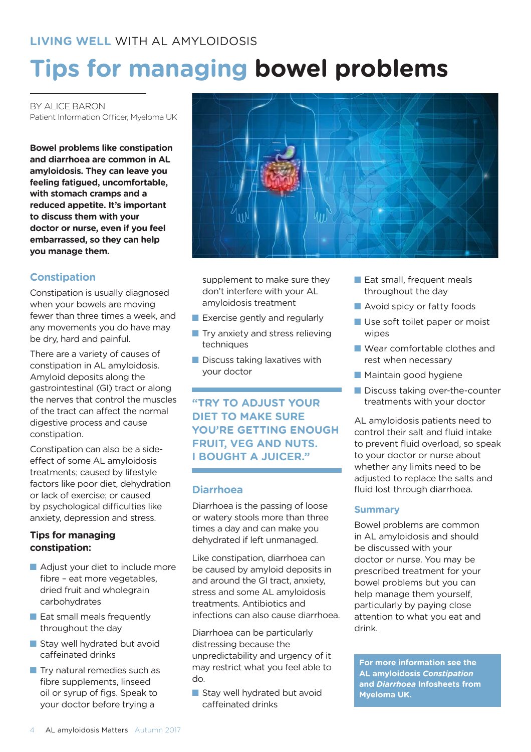LIVING WELL WITH AL AMYLOIDOSIS

# Tips for managing bowel problems

BY ALICE BARON
Patient Information Officer, Myeloma UK

**Bowel problems like constipation and diarrhoea are common in AL amyloidosis. They can leave you feeling fatigued, uncomfortable, with stomach cramps and a reduced appetite. It's important to discuss them with your doctor or nurse, even if you feel embarrassed, so they can help you manage them.**

## Constipation

Constipation is usually diagnosed when your bowels are moving fewer than three times a week, and any movements you do have may be dry, hard and painful.

There are a variety of causes of constipation in AL amyloidosis. Amyloid deposits along the gastrointestinal (GI) tract or along the nerves that control the muscles of the tract can affect the normal digestive process and cause constipation.

Constipation can also be a side-effect of some AL amyloidosis treatments; caused by lifestyle factors like poor diet, dehydration or lack of exercise; or caused by psychological difficulties like anxiety, depression and stress.

### Tips for managing constipation:

- Adjust your diet to include more fibre – eat more vegetables, dried fruit and wholegrain carbohydrates
- Eat small meals frequently throughout the day
- Stay well hydrated but avoid caffeinated drinks
- Try natural remedies such as fibre supplements, linseed oil or syrup of figs. Speak to your doctor before trying a supplement to make sure they don't interfere with your AL amyloidosis treatment
- Exercise gently and regularly
- Try anxiety and stress relieving techniques
- Discuss taking laxatives with your doctor

> **"TRY TO ADJUST YOUR DIET TO MAKE SURE YOU'RE GETTING ENOUGH FRUIT, VEG AND NUTS. I BOUGHT A JUICER."**

## Diarrhoea

Diarrhoea is the passing of loose or watery stools more than three times a day and can make you dehydrated if left unmanaged.

Like constipation, diarrhoea can be caused by amyloid deposits in and around the GI tract, anxiety, stress and some AL amyloidosis treatments. Antibiotics and infections can also cause diarrhoea.

Diarrhoea can be particularly distressing because the unpredictability and urgency of it may restrict what you feel able to do.

- Stay well hydrated but avoid caffeinated drinks
- Eat small, frequent meals throughout the day
- Avoid spicy or fatty foods
- Use soft toilet paper or moist wipes
- Wear comfortable clothes and rest when necessary
- Maintain good hygiene
- Discuss taking over-the-counter treatments with your doctor

AL amyloidosis patients need to control their salt and fluid intake to prevent fluid overload, so speak to your doctor or nurse about whether any limits need to be adjusted to replace the salts and fluid lost through diarrhoea.

## Summary

Bowel problems are common in AL amyloidosis and should be discussed with your doctor or nurse. You may be prescribed treatment for your bowel problems but you can help manage them yourself, particularly by paying close attention to what you eat and drink.

**For more information see the AL amyloidosis *Constipation* and *Diarrhoea* Infosheets from Myeloma UK.**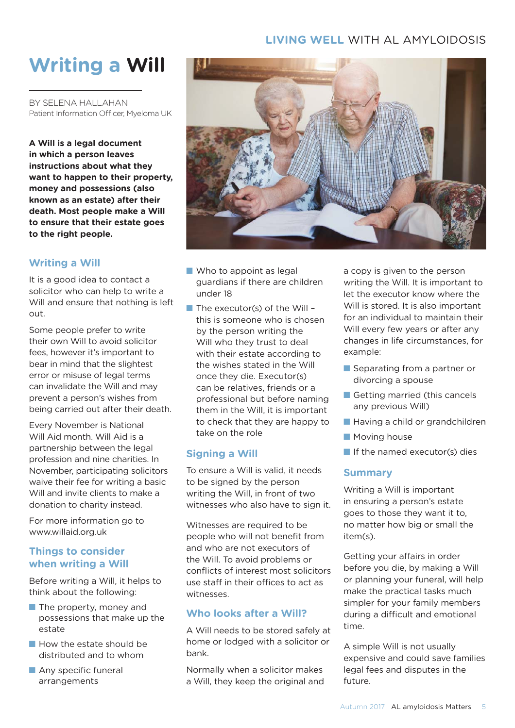# Writing a Will

BY SELENA HALLAHAN
Patient Information Officer, Myeloma UK

**A Will is a legal document in which a person leaves instructions about what they want to happen to their property, money and possessions (also known as an estate) after their death. Most people make a Will to ensure that their estate goes to the right people.**

## Writing a Will

It is a good idea to contact a solicitor who can help to write a Will and ensure that nothing is left out.

Some people prefer to write their own Will to avoid solicitor fees, however it's important to bear in mind that the slightest error or misuse of legal terms can invalidate the Will and may prevent a person's wishes from being carried out after their death.

Every November is National Will Aid month. Will Aid is a partnership between the legal profession and nine charities. In November, participating solicitors waive their fee for writing a basic Will and invite clients to make a donation to charity instead.

For more information go to www.willaid.org.uk

## Things to consider when writing a Will

Before writing a Will, it helps to think about the following:

- The property, money and possessions that make up the estate
- How the estate should be distributed and to whom
- Any specific funeral arrangements
- Who to appoint as legal guardians if there are children under 18
- The executor(s) of the Will – this is someone who is chosen by the person writing the Will who they trust to deal with their estate according to the wishes stated in the Will once they die. Executor(s) can be relatives, friends or a professional but before naming them in the Will, it is important to check that they are happy to take on the role

## Signing a Will

To ensure a Will is valid, it needs to be signed by the person writing the Will, in front of two witnesses who also have to sign it.

Witnesses are required to be people who will not benefit from and who are not executors of the Will. To avoid problems or conflicts of interest most solicitors use staff in their offices to act as witnesses.

## Who looks after a Will?

A Will needs to be stored safely at home or lodged with a solicitor or bank.

Normally when a solicitor makes a Will, they keep the original and a copy is given to the person writing the Will. It is important to let the executor know where the Will is stored. It is also important for an individual to maintain their Will every few years or after any changes in life circumstances, for example:

- Separating from a partner or divorcing a spouse
- Getting married (this cancels any previous Will)
- Having a child or grandchildren
- Moving house
- If the named executor(s) dies

## Summary

Writing a Will is important in ensuring a person's estate goes to those they want it to, no matter how big or small the item(s).

Getting your affairs in order before you die, by making a Will or planning your funeral, will help make the practical tasks much simpler for your family members during a difficult and emotional time.

A simple Will is not usually expensive and could save families legal fees and disputes in the future.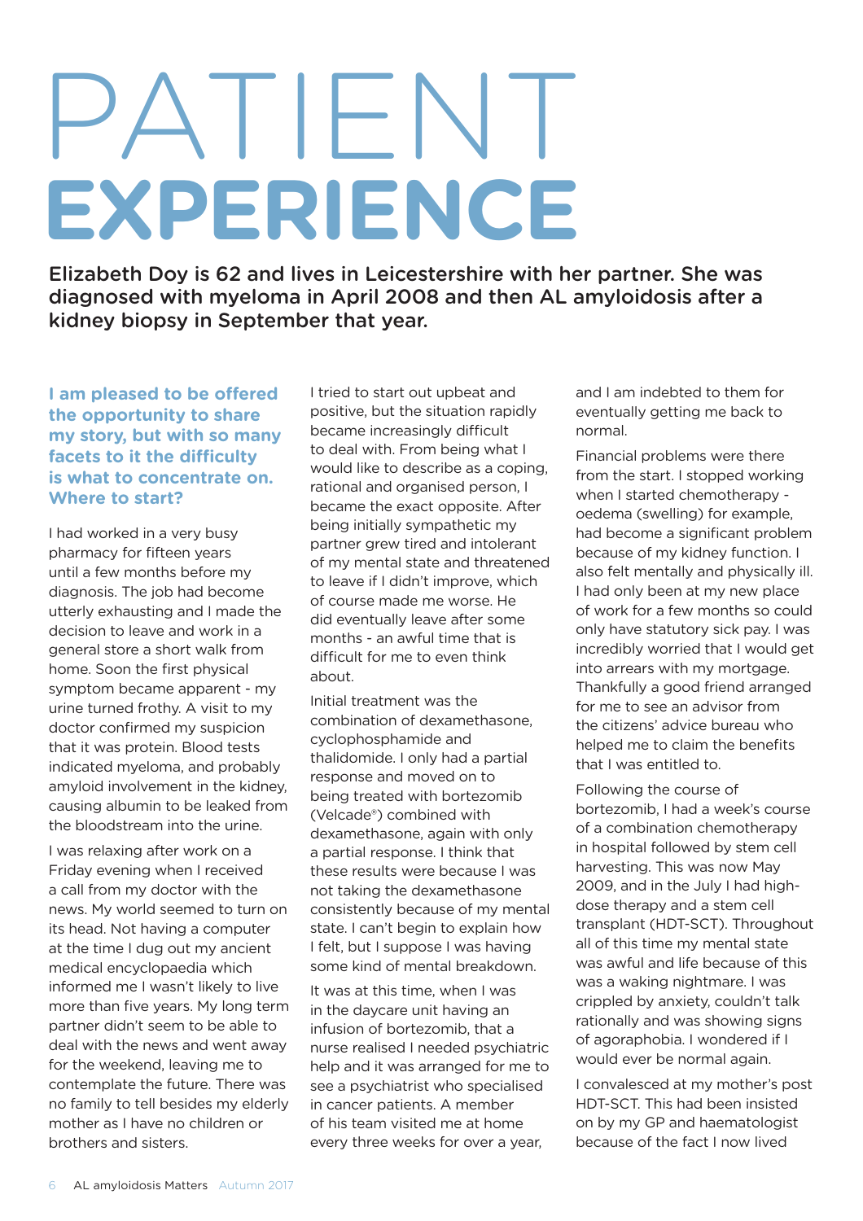# PATIENT EXPERIENCE

**Elizabeth Doy is 62 and lives in Leicestershire with her partner. She was diagnosed with myeloma in April 2008 and then AL amyloidosis after a kidney biopsy in September that year.**

**I am pleased to be offered the opportunity to share my story, but with so many facets to it the difficulty is what to concentrate on. Where to start?**

I had worked in a very busy pharmacy for fifteen years until a few months before my diagnosis. The job had become utterly exhausting and I made the decision to leave and work in a general store a short walk from home. Soon the first physical symptom became apparent - my urine turned frothy. A visit to my doctor confirmed my suspicion that it was protein. Blood tests indicated myeloma, and probably amyloid involvement in the kidney, causing albumin to be leaked from the bloodstream into the urine.

I was relaxing after work on a Friday evening when I received a call from my doctor with the news. My world seemed to turn on its head. Not having a computer at the time I dug out my ancient medical encyclopaedia which informed me I wasn't likely to live more than five years. My long term partner didn't seem to be able to deal with the news and went away for the weekend, leaving me to contemplate the future. There was no family to tell besides my elderly mother as I have no children or brothers and sisters.

I tried to start out upbeat and positive, but the situation rapidly became increasingly difficult to deal with. From being what I would like to describe as a coping, rational and organised person, I became the exact opposite. After being initially sympathetic my partner grew tired and intolerant of my mental state and threatened to leave if I didn't improve, which of course made me worse. He did eventually leave after some months - an awful time that is difficult for me to even think about.

Initial treatment was the combination of dexamethasone, cyclophosphamide and thalidomide. I only had a partial response and moved on to being treated with bortezomib (Velcade®) combined with dexamethasone, again with only a partial response. I think that these results were because I was not taking the dexamethasone consistently because of my mental state. I can't begin to explain how I felt, but I suppose I was having some kind of mental breakdown.

It was at this time, when I was in the daycare unit having an infusion of bortezomib, that a nurse realised I needed psychiatric help and it was arranged for me to see a psychiatrist who specialised in cancer patients. A member of his team visited me at home every three weeks for over a year, and I am indebted to them for eventually getting me back to normal.

Financial problems were there from the start. I stopped working when I started chemotherapy - oedema (swelling) for example, had become a significant problem because of my kidney function. I also felt mentally and physically ill. I had only been at my new place of work for a few months so could only have statutory sick pay. I was incredibly worried that I would get into arrears with my mortgage. Thankfully a good friend arranged for me to see an advisor from the citizens' advice bureau who helped me to claim the benefits that I was entitled to.

Following the course of bortezomib, I had a week's course of a combination chemotherapy in hospital followed by stem cell harvesting. This was now May 2009, and in the July I had high-dose therapy and a stem cell transplant (HDT-SCT). Throughout all of this time my mental state was awful and life because of this was a waking nightmare. I was crippled by anxiety, couldn't talk rationally and was showing signs of agoraphobia. I wondered if I would ever be normal again.

I convalesced at my mother's post HDT-SCT. This had been insisted on by my GP and haematologist because of the fact I now lived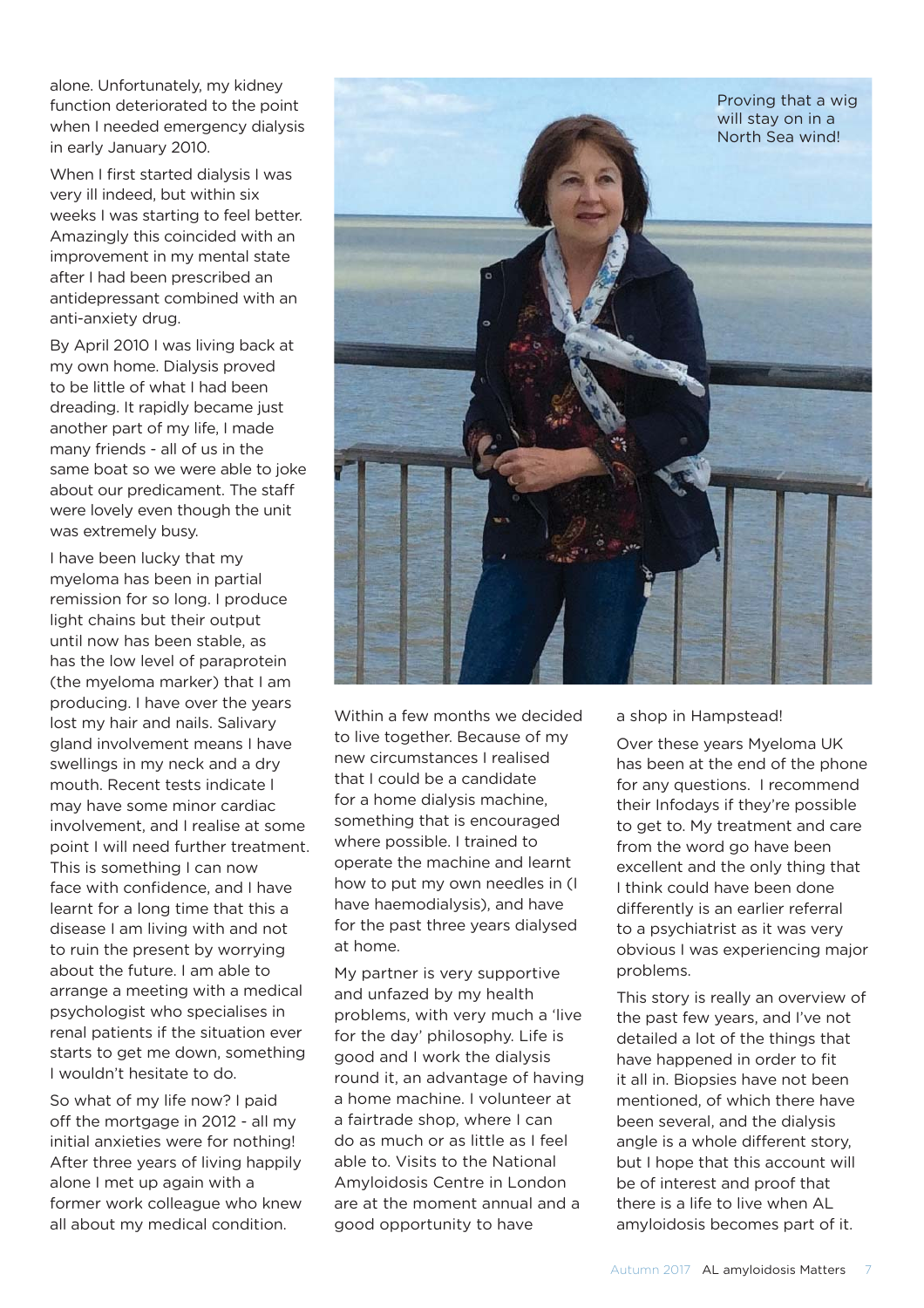alone. Unfortunately, my kidney function deteriorated to the point when I needed emergency dialysis in early January 2010.

When I first started dialysis I was very ill indeed, but within six weeks I was starting to feel better. Amazingly this coincided with an improvement in my mental state after I had been prescribed an antidepressant combined with an anti-anxiety drug.

By April 2010 I was living back at my own home. Dialysis proved to be little of what I had been dreading. It rapidly became just another part of my life, I made many friends - all of us in the same boat so we were able to joke about our predicament. The staff were lovely even though the unit was extremely busy.

I have been lucky that my myeloma has been in partial remission for so long. I produce light chains but their output until now has been stable, as has the low level of paraprotein (the myeloma marker) that I am producing. I have over the years lost my hair and nails. Salivary gland involvement means I have swellings in my neck and a dry mouth. Recent tests indicate I may have some minor cardiac involvement, and I realise at some point I will need further treatment. This is something I can now face with confidence, and I have learnt for a long time that this a disease I am living with and not to ruin the present by worrying about the future. I am able to arrange a meeting with a medical psychologist who specialises in renal patients if the situation ever starts to get me down, something I wouldn't hesitate to do.

So what of my life now? I paid off the mortgage in 2012 - all my initial anxieties were for nothing! After three years of living happily alone I met up again with a former work colleague who knew all about my medical condition.

Proving that a wig will stay on in a North Sea wind!

Within a few months we decided to live together. Because of my new circumstances I realised that I could be a candidate for a home dialysis machine, something that is encouraged where possible. I trained to operate the machine and learnt how to put my own needles in (I have haemodialysis), and have for the past three years dialysed at home.

My partner is very supportive and unfazed by my health problems, with very much a 'live for the day' philosophy. Life is good and I work the dialysis round it, an advantage of having a home machine. I volunteer at a fairtrade shop, where I can do as much or as little as I feel able to. Visits to the National Amyloidosis Centre in London are at the moment annual and a good opportunity to have a shop in Hampstead!

Over these years Myeloma UK has been at the end of the phone for any questions. I recommend their Infodays if they're possible to get to. My treatment and care from the word go have been excellent and the only thing that I think could have been done differently is an earlier referral to a psychiatrist as it was very obvious I was experiencing major problems.

This story is really an overview of the past few years, and I've not detailed a lot of the things that have happened in order to fit it all in. Biopsies have not been mentioned, of which there have been several, and the dialysis angle is a whole different story, but I hope that this account will be of interest and proof that there is a life to live when AL amyloidosis becomes part of it.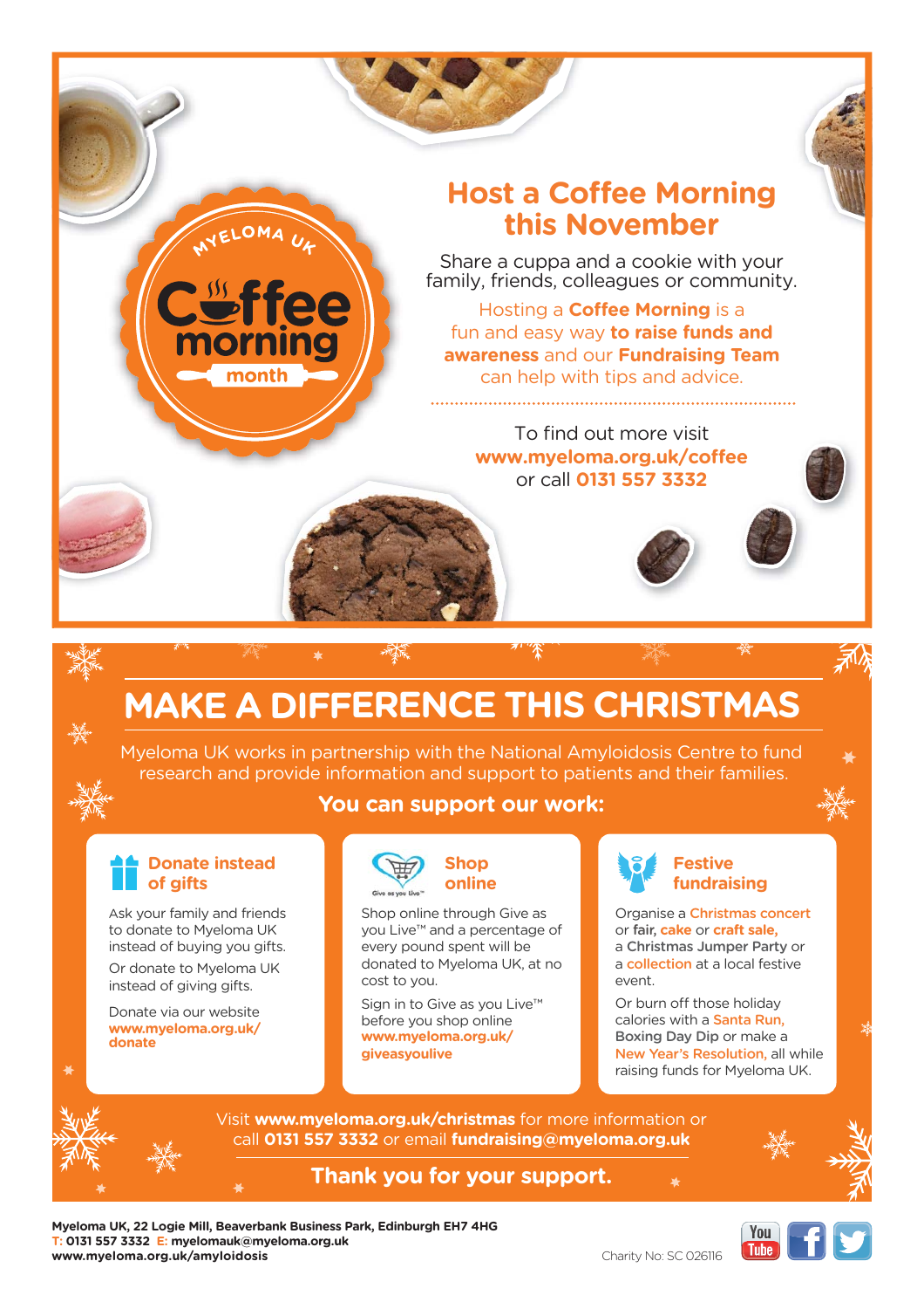MYELOMA UK

**Coffee morning month**

## Host a Coffee Morning this November

Share a cuppa and a cookie with your family, friends, colleagues or community.

Hosting a **Coffee Morning** is a fun and easy way **to raise funds and awareness** and our **Fundraising Team** can help with tips and advice.

To find out more visit
**www.myeloma.org.uk/coffee**
or call **0131 557 3332**

# MAKE A DIFFERENCE THIS CHRISTMAS

Myeloma UK works in partnership with the National Amyloidosis Centre to fund research and provide information and support to patients and their families.

**You can support our work:**

### Donate instead of gifts

Ask your family and friends to donate to Myeloma UK instead of buying you gifts.

Or donate to Myeloma UK instead of giving gifts.

Donate via our website
**www.myeloma.org.uk/donate**

### Shop online

Shop online through Give as you Live™ and a percentage of every pound spent will be donated to Myeloma UK, at no cost to you.

Sign in to Give as you Live™ before you shop online
**www.myeloma.org.uk/giveasyoulive**

### Festive fundraising

Organise a Christmas concert or fair, cake or craft sale, a Christmas Jumper Party or a collection at a local festive event.

Or burn off those holiday calories with a Santa Run, Boxing Day Dip or make a New Year's Resolution, all while raising funds for Myeloma UK.

Visit **www.myeloma.org.uk/christmas** for more information or call **0131 557 3332** or email **fundraising@myeloma.org.uk**

**Thank you for your support.**

**Myeloma UK, 22 Logie Mill, Beaverbank Business Park, Edinburgh EH7 4HG**
**T: 0131 557 3332 E: myelomauk@myeloma.org.uk**
**www.myeloma.org.uk/amyloidosis**

Charity No: SC 026116